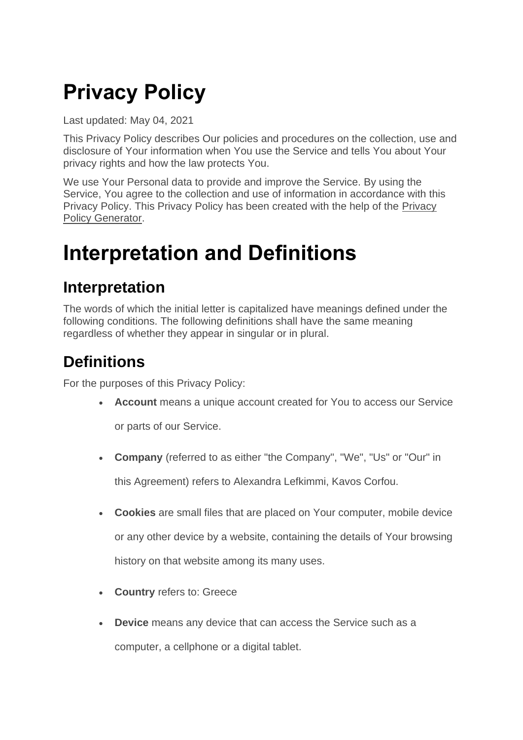# Privacy Policy

Last updated: May 04, 2021

This Privacy Policy describes Our policies and procedures on the collection, use and disclosure of Your information when You use the Service and tells You about Your privacy rights and how the law protects You.

We use Your Personal data to provide and improve the Service. By using the Service, You agree to the collection and use of information in accordance with this Privacy Policy. This Privacy Policy has been created with the help of the Privacy Policy Generator.

# Interpretation and Definitions

## Interpretation

The words of which the initial letter is capitalized have meanings defined under the following conditions. The following definitions shall have the same meaning regardless of whether they appear in singular or in plural.

## Definitions

For the purposes of this Privacy Policy:

- **Account** means a unique account created for You to access our Service or parts of our Service.
- **Company** (referred to as either "the Company", "We", "Us" or "Our" in this Agreement) refers to Alexandra Lefkimmi, Kavos Corfou.
- **Cookies** are small files that are placed on Your computer, mobile device or any other device by a website, containing the details of Your browsing history on that website among its many uses.
- **Country** refers to: Greece
- **Device** means any device that can access the Service such as a computer, a cellphone or a digital tablet.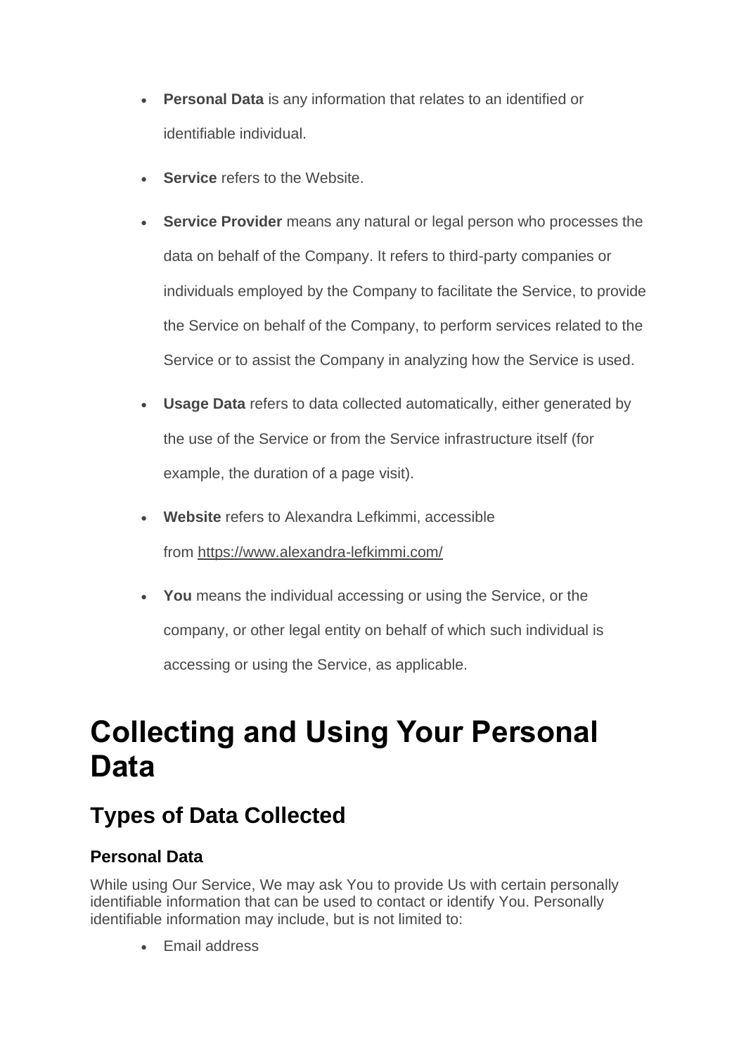- **Personal Data** is any information that relates to an identified or identifiable individual.
- **Service** refers to the Website.
- **Service Provider** means any natural or legal person who processes the data on behalf of the Company. It refers to third-party companies or individuals employed by the Company to facilitate the Service, to provide the Service on behalf of the Company, to perform services related to the Service or to assist the Company in analyzing how the Service is used.
- **Usage Data** refers to data collected automatically, either generated by the use of the Service or from the Service infrastructure itself (for example, the duration of a page visit).
- **Website** refers to Alexandra Lefkimmi, accessible from https://www.alexandra-lefkimmi.com/
- **You** means the individual accessing or using the Service, or the company, or other legal entity on behalf of which such individual is accessing or using the Service, as applicable.

# Collecting and Using Your Personal Data

## Types of Data Collected

### Personal Data

While using Our Service, We may ask You to provide Us with certain personally identifiable information that can be used to contact or identify You. Personally identifiable information may include, but is not limited to:

- Email address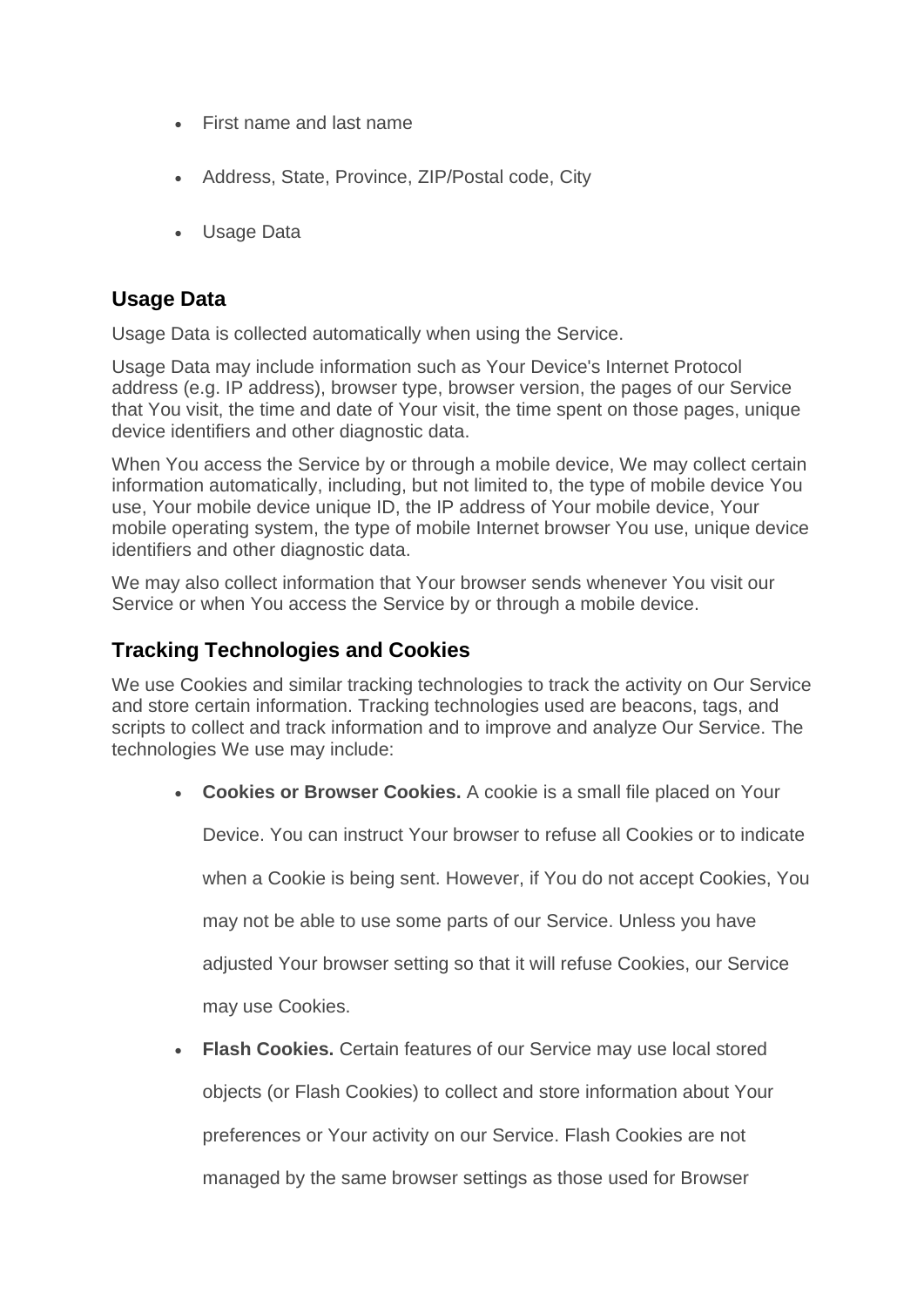- First name and last name
- Address, State, Province, ZIP/Postal code, City
- Usage Data

### Usage Data

Usage Data is collected automatically when using the Service.

Usage Data may include information such as Your Device's Internet Protocol address (e.g. IP address), browser type, browser version, the pages of our Service that You visit, the time and date of Your visit, the time spent on those pages, unique device identifiers and other diagnostic data.

When You access the Service by or through a mobile device, We may collect certain information automatically, including, but not limited to, the type of mobile device You use, Your mobile device unique ID, the IP address of Your mobile device, Your mobile operating system, the type of mobile Internet browser You use, unique device identifiers and other diagnostic data.

We may also collect information that Your browser sends whenever You visit our Service or when You access the Service by or through a mobile device.

### Tracking Technologies and Cookies

We use Cookies and similar tracking technologies to track the activity on Our Service and store certain information. Tracking technologies used are beacons, tags, and scripts to collect and track information and to improve and analyze Our Service. The technologies We use may include:

- **Cookies or Browser Cookies.** A cookie is a small file placed on Your Device. You can instruct Your browser to refuse all Cookies or to indicate when a Cookie is being sent. However, if You do not accept Cookies, You may not be able to use some parts of our Service. Unless you have adjusted Your browser setting so that it will refuse Cookies, our Service may use Cookies.
- **Flash Cookies.** Certain features of our Service may use local stored objects (or Flash Cookies) to collect and store information about Your preferences or Your activity on our Service. Flash Cookies are not managed by the same browser settings as those used for Browser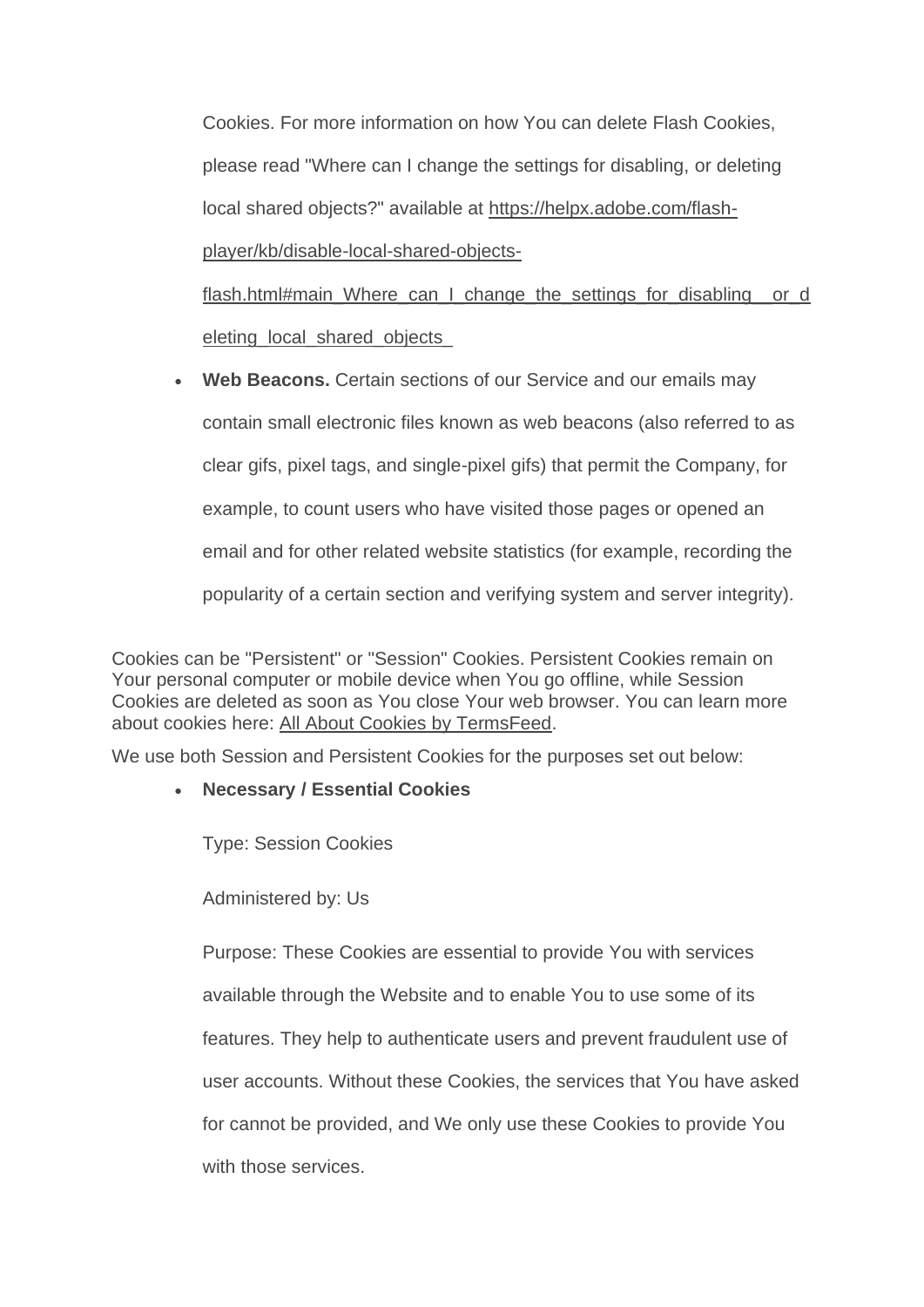Cookies. For more information on how You can delete Flash Cookies, please read "Where can I change the settings for disabling, or deleting local shared objects?" available at https://helpx.adobe.com/flash-player/kb/disable-local-shared-objects-flash.html#main_Where_can_I_change_the_settings_for_disabling__or_deleting_local_shared_objects_

- **Web Beacons.** Certain sections of our Service and our emails may contain small electronic files known as web beacons (also referred to as clear gifs, pixel tags, and single-pixel gifs) that permit the Company, for example, to count users who have visited those pages or opened an email and for other related website statistics (for example, recording the popularity of a certain section and verifying system and server integrity).

Cookies can be "Persistent" or "Session" Cookies. Persistent Cookies remain on Your personal computer or mobile device when You go offline, while Session Cookies are deleted as soon as You close Your web browser. You can learn more about cookies here: All About Cookies by TermsFeed.

We use both Session and Persistent Cookies for the purposes set out below:

- **Necessary / Essential Cookies**

  Type: Session Cookies

  Administered by: Us

  Purpose: These Cookies are essential to provide You with services available through the Website and to enable You to use some of its features. They help to authenticate users and prevent fraudulent use of user accounts. Without these Cookies, the services that You have asked for cannot be provided, and We only use these Cookies to provide You with those services.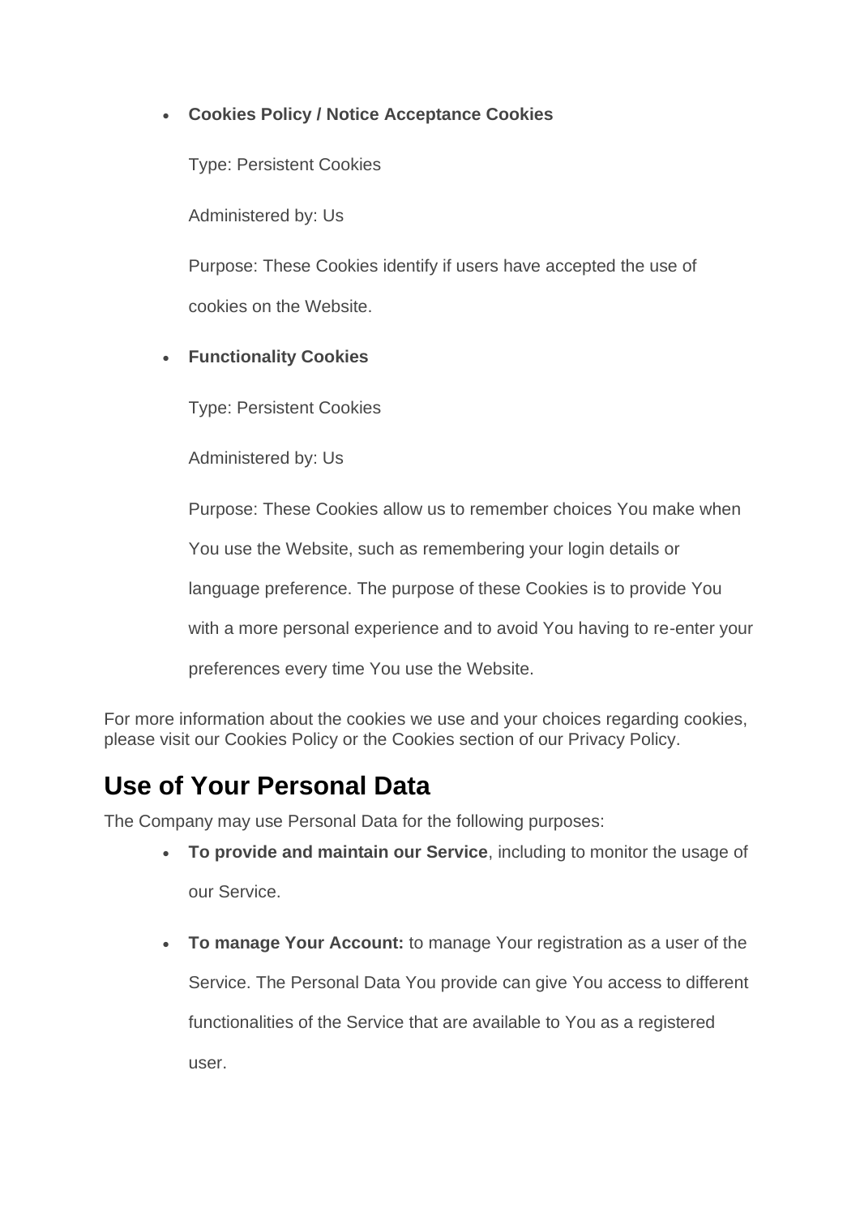- **Cookies Policy / Notice Acceptance Cookies**

  Type: Persistent Cookies

  Administered by: Us

  Purpose: These Cookies identify if users have accepted the use of cookies on the Website.

- **Functionality Cookies**

  Type: Persistent Cookies

  Administered by: Us

  Purpose: These Cookies allow us to remember choices You make when You use the Website, such as remembering your login details or language preference. The purpose of these Cookies is to provide You with a more personal experience and to avoid You having to re-enter your preferences every time You use the Website.

For more information about the cookies we use and your choices regarding cookies, please visit our Cookies Policy or the Cookies section of our Privacy Policy.

## Use of Your Personal Data

The Company may use Personal Data for the following purposes:

- **To provide and maintain our Service**, including to monitor the usage of our Service.
- **To manage Your Account:** to manage Your registration as a user of the Service. The Personal Data You provide can give You access to different functionalities of the Service that are available to You as a registered user.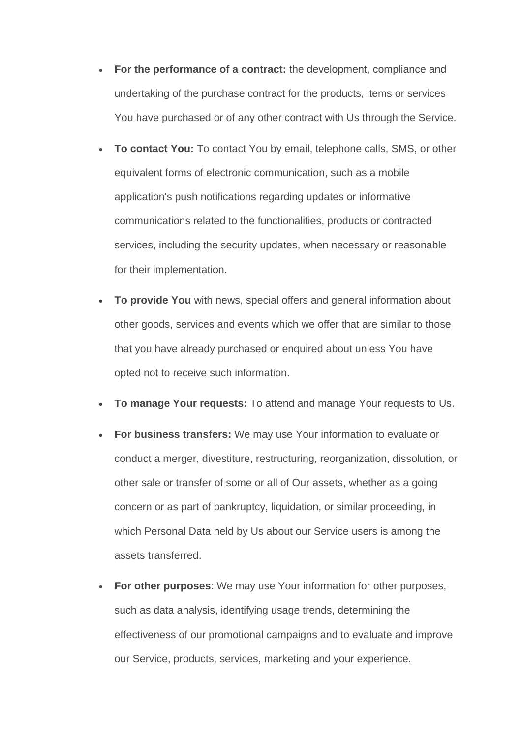- **For the performance of a contract:** the development, compliance and undertaking of the purchase contract for the products, items or services You have purchased or of any other contract with Us through the Service.
- **To contact You:** To contact You by email, telephone calls, SMS, or other equivalent forms of electronic communication, such as a mobile application's push notifications regarding updates or informative communications related to the functionalities, products or contracted services, including the security updates, when necessary or reasonable for their implementation.
- **To provide You** with news, special offers and general information about other goods, services and events which we offer that are similar to those that you have already purchased or enquired about unless You have opted not to receive such information.
- **To manage Your requests:** To attend and manage Your requests to Us.
- **For business transfers:** We may use Your information to evaluate or conduct a merger, divestiture, restructuring, reorganization, dissolution, or other sale or transfer of some or all of Our assets, whether as a going concern or as part of bankruptcy, liquidation, or similar proceeding, in which Personal Data held by Us about our Service users is among the assets transferred.
- **For other purposes**: We may use Your information for other purposes, such as data analysis, identifying usage trends, determining the effectiveness of our promotional campaigns and to evaluate and improve our Service, products, services, marketing and your experience.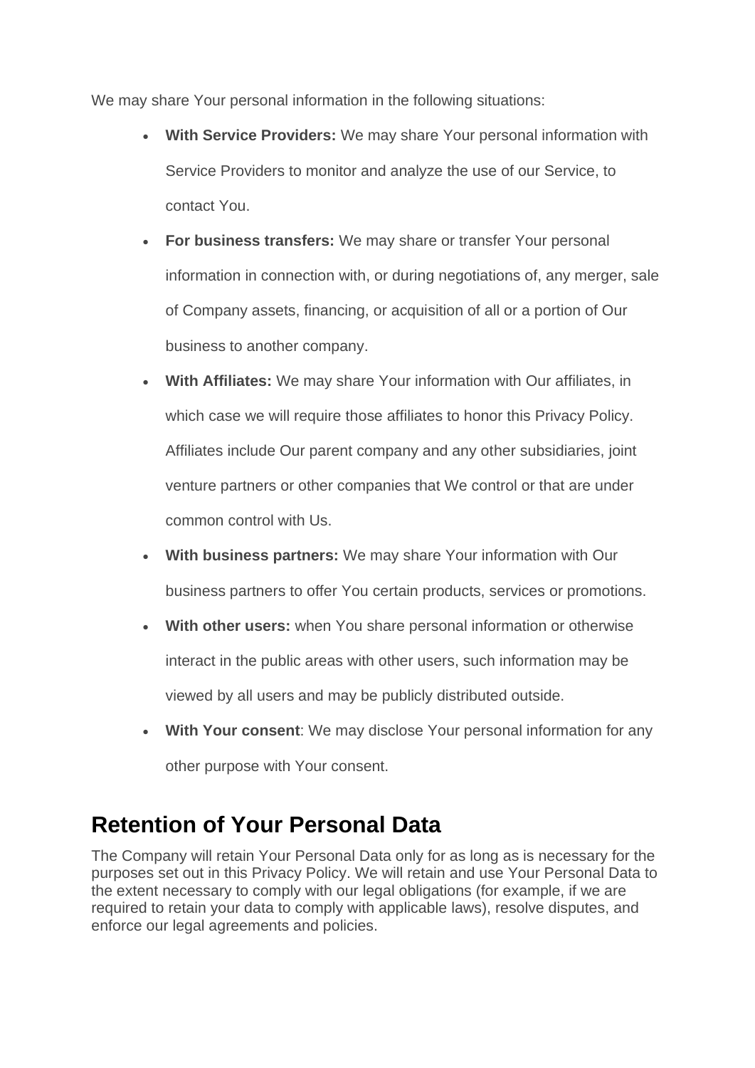We may share Your personal information in the following situations:

- **With Service Providers:** We may share Your personal information with Service Providers to monitor and analyze the use of our Service, to contact You.
- **For business transfers:** We may share or transfer Your personal information in connection with, or during negotiations of, any merger, sale of Company assets, financing, or acquisition of all or a portion of Our business to another company.
- **With Affiliates:** We may share Your information with Our affiliates, in which case we will require those affiliates to honor this Privacy Policy. Affiliates include Our parent company and any other subsidiaries, joint venture partners or other companies that We control or that are under common control with Us.
- **With business partners:** We may share Your information with Our business partners to offer You certain products, services or promotions.
- **With other users:** when You share personal information or otherwise interact in the public areas with other users, such information may be viewed by all users and may be publicly distributed outside.
- **With Your consent**: We may disclose Your personal information for any other purpose with Your consent.

## Retention of Your Personal Data

The Company will retain Your Personal Data only for as long as is necessary for the purposes set out in this Privacy Policy. We will retain and use Your Personal Data to the extent necessary to comply with our legal obligations (for example, if we are required to retain your data to comply with applicable laws), resolve disputes, and enforce our legal agreements and policies.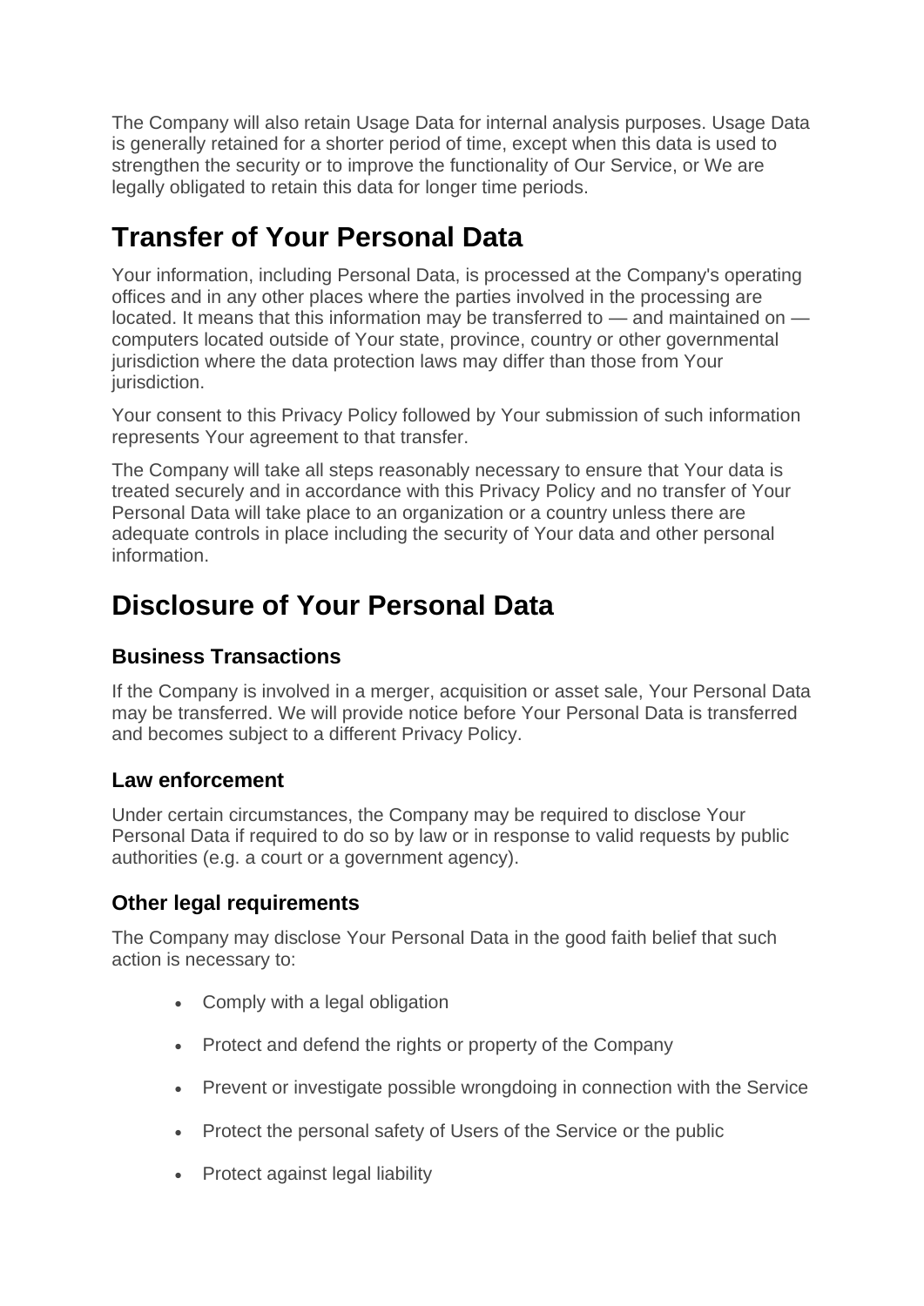The Company will also retain Usage Data for internal analysis purposes. Usage Data is generally retained for a shorter period of time, except when this data is used to strengthen the security or to improve the functionality of Our Service, or We are legally obligated to retain this data for longer time periods.

# Transfer of Your Personal Data

Your information, including Personal Data, is processed at the Company's operating offices and in any other places where the parties involved in the processing are located. It means that this information may be transferred to — and maintained on — computers located outside of Your state, province, country or other governmental jurisdiction where the data protection laws may differ than those from Your jurisdiction.

Your consent to this Privacy Policy followed by Your submission of such information represents Your agreement to that transfer.

The Company will take all steps reasonably necessary to ensure that Your data is treated securely and in accordance with this Privacy Policy and no transfer of Your Personal Data will take place to an organization or a country unless there are adequate controls in place including the security of Your data and other personal information.

# Disclosure of Your Personal Data

## Business Transactions

If the Company is involved in a merger, acquisition or asset sale, Your Personal Data may be transferred. We will provide notice before Your Personal Data is transferred and becomes subject to a different Privacy Policy.

## Law enforcement

Under certain circumstances, the Company may be required to disclose Your Personal Data if required to do so by law or in response to valid requests by public authorities (e.g. a court or a government agency).

## Other legal requirements

The Company may disclose Your Personal Data in the good faith belief that such action is necessary to:

- Comply with a legal obligation
- Protect and defend the rights or property of the Company
- Prevent or investigate possible wrongdoing in connection with the Service
- Protect the personal safety of Users of the Service or the public
- Protect against legal liability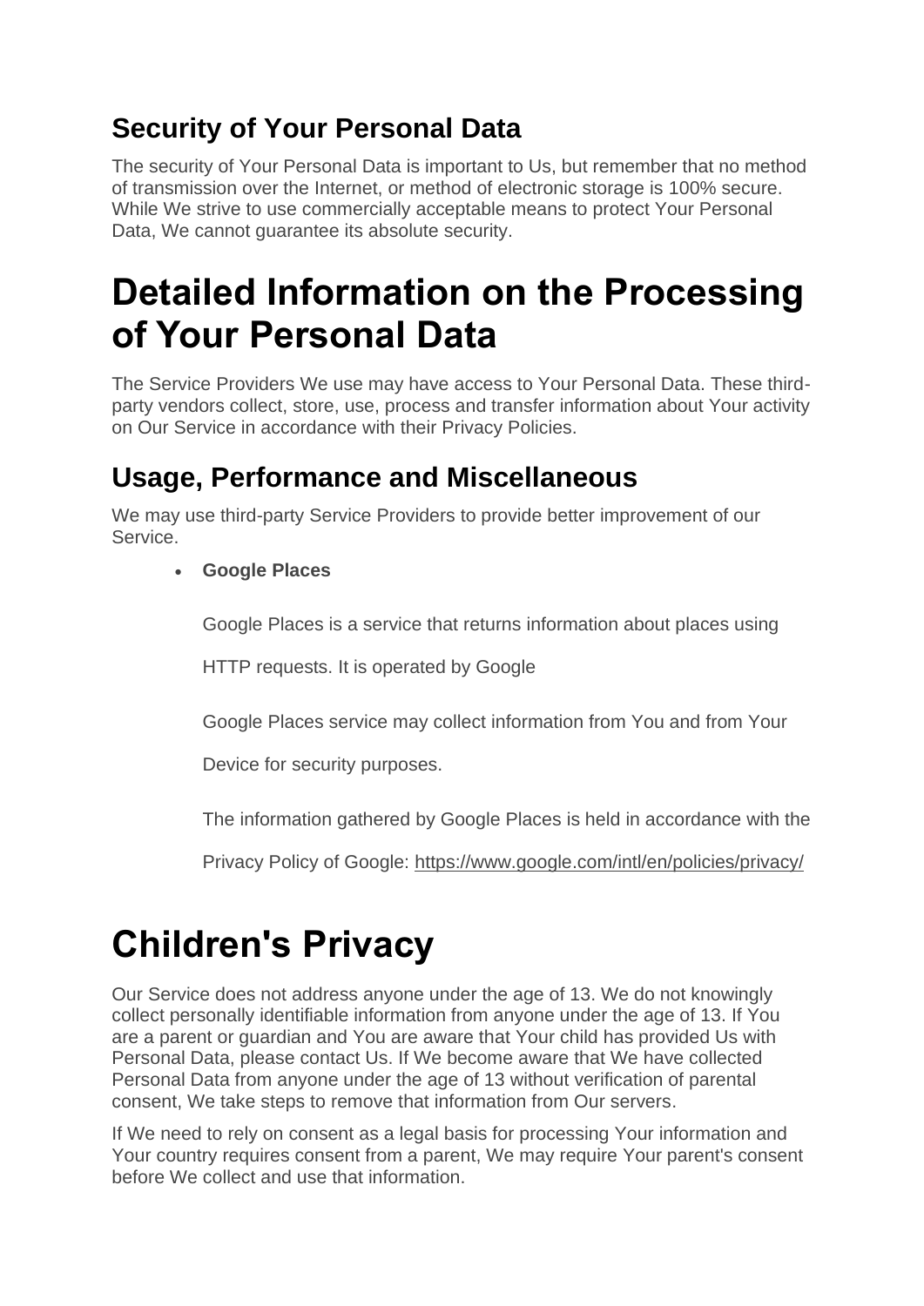## Security of Your Personal Data

The security of Your Personal Data is important to Us, but remember that no method of transmission over the Internet, or method of electronic storage is 100% secure. While We strive to use commercially acceptable means to protect Your Personal Data, We cannot guarantee its absolute security.

# Detailed Information on the Processing of Your Personal Data

The Service Providers We use may have access to Your Personal Data. These third-party vendors collect, store, use, process and transfer information about Your activity on Our Service in accordance with their Privacy Policies.

## Usage, Performance and Miscellaneous

We may use third-party Service Providers to provide better improvement of our Service.

- **Google Places**

  Google Places is a service that returns information about places using HTTP requests. It is operated by Google

  Google Places service may collect information from You and from Your Device for security purposes.

  The information gathered by Google Places is held in accordance with the Privacy Policy of Google: https://www.google.com/intl/en/policies/privacy/

# Children's Privacy

Our Service does not address anyone under the age of 13. We do not knowingly collect personally identifiable information from anyone under the age of 13. If You are a parent or guardian and You are aware that Your child has provided Us with Personal Data, please contact Us. If We become aware that We have collected Personal Data from anyone under the age of 13 without verification of parental consent, We take steps to remove that information from Our servers.

If We need to rely on consent as a legal basis for processing Your information and Your country requires consent from a parent, We may require Your parent's consent before We collect and use that information.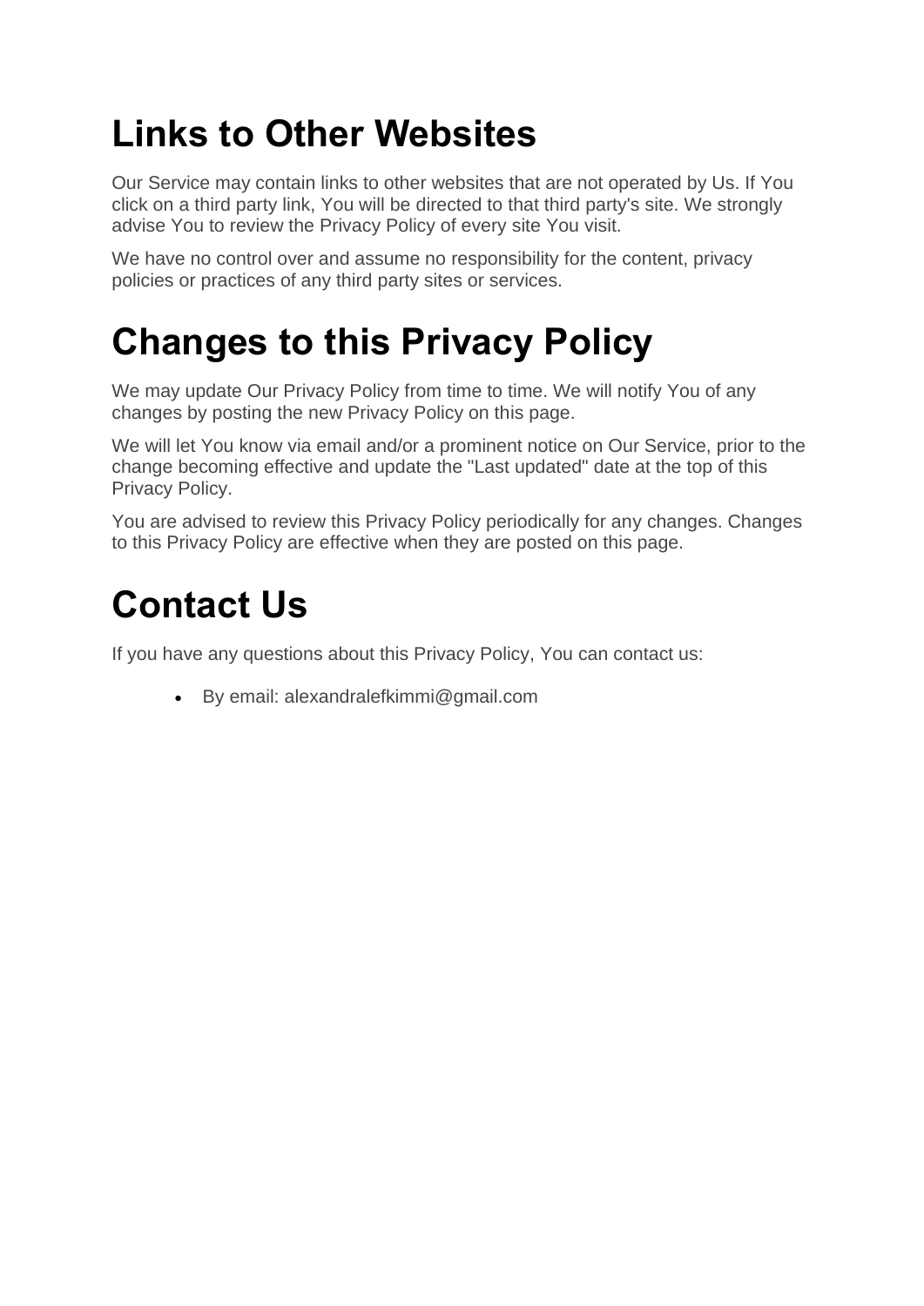# Links to Other Websites

Our Service may contain links to other websites that are not operated by Us. If You click on a third party link, You will be directed to that third party's site. We strongly advise You to review the Privacy Policy of every site You visit.

We have no control over and assume no responsibility for the content, privacy policies or practices of any third party sites or services.

# Changes to this Privacy Policy

We may update Our Privacy Policy from time to time. We will notify You of any changes by posting the new Privacy Policy on this page.

We will let You know via email and/or a prominent notice on Our Service, prior to the change becoming effective and update the "Last updated" date at the top of this Privacy Policy.

You are advised to review this Privacy Policy periodically for any changes. Changes to this Privacy Policy are effective when they are posted on this page.

# Contact Us

If you have any questions about this Privacy Policy, You can contact us:

- By email: alexandralefkimmi@gmail.com